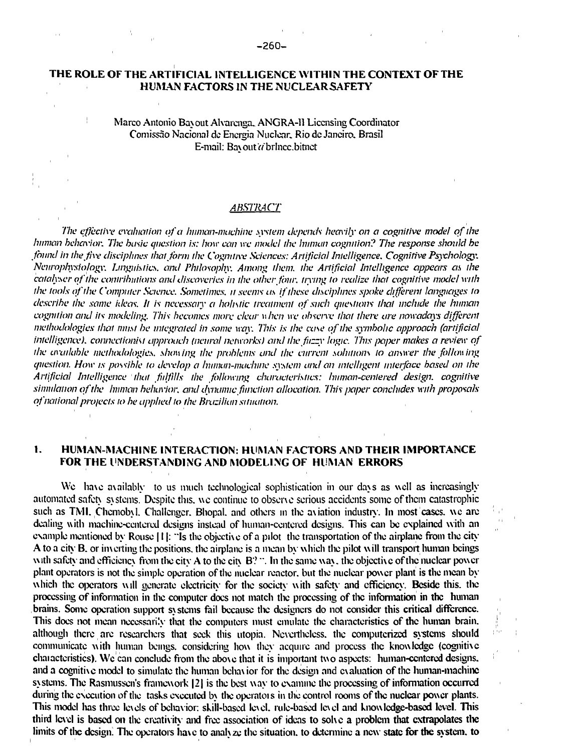# THE ROLE OF THE ARTIFICIAL INTELLIGENCE WITHIN THE CONTEXT OF THE HUMAN FACTORS IN THE NUCLEAR SAFETY

Marco Antonio Bayout Alvarenga, ANGRA-II Licensing Coordinator
Comissão Nacional de Energia Nuclear, Rio de Janeiro, Brasil
E-mail: Bayout@brlncc.bitnet

## ABSTRACT

*The effective evaluation of a human-machine system depends heavily on a cognitive model of the human behavior. The basic question is: how can we model the human cognition? The response should be found in the five disciplines that form the Cognitive Sciences: Artificial Intelligence, Cognitive Psychology, Neurophysiology, Linguistics, and Philosophy. Among them, the Artificial Intelligence appears as the catalyser of the contributions and discoveries in the other four, trying to realize that cognitive model with the tools of the Computer Science. Sometimes, it seems as if these disciplines spoke different languages to describe the same ideas. It is necessary a holistic treatment of such questions that include the human cognition and its modeling. This becomes more clear when we observe that there are nowadays different methodologies that must be integrated in some way. This is the case of the symbolic approach (artificial intelligence), connectionist approach (neural networks) and the fuzzy logic. This paper makes a review of the available methodologies, showing the problems and the current solutions to answer the following question. How is possible to develop a human-machine system and an intelligent interface based on the Artificial Intelligence that fulfills the following characteristics: human-centered design, cognitive simulation of the human behavior, and dynamic function allocation. This paper concludes with proposals of national projects to be applied to the Brazilian situation.*

## 1. HUMAN-MACHINE INTERACTION: HUMAN FACTORS AND THEIR IMPORTANCE FOR THE UNDERSTANDING AND MODELING OF HUMAN ERRORS

We have availably to us much technological sophistication in our days as well as increasingly automated safety systems. Despite this, we continue to observe serious accidents some of them catastrophic such as TMI, Chernobyl, Challenger, Bhopal, and others in the aviation industry. In most cases, we are dealing with machine-centered designs instead of human-centered designs. This can be explained with an example mentioned by Rouse [1]: "Is the objective of a pilot the transportation of the airplane from the city A to a city B, or inverting the positions, the airplane is a mean by which the pilot will transport human beings with safety and efficiency from the city A to the city B? ". In the same way, the objective of the nuclear power plant operators is not the simple operation of the nuclear reactor, but the nuclear power plant is the mean by which the operators will generate electricity for the society with safety and efficiency. Beside this, the processing of information in the computer does not match the processing of the information in the human brains. Some operation support systems fail because the designers do not consider this critical difference. This does not mean necessarily that the computers must emulate the characteristics of the human brain, although there are researchers that seek this utopia. Nevertheless, the computerized systems should communicate with human beings, considering how they acquire and process the knowledge (cognitive characteristics). We can conclude from the above that it is important two aspects: human-centered designs, and a cognitive model to simulate the human behavior for the design and evaluation of the human-machine systems. The Rasmussen's framework [2] is the best way to examine the processing of information occurred during the execution of the tasks executed by the operators in the control rooms of the nuclear power plants. This model has three levels of behavior: skill-based level, rule-based level and knowledge-based level. This third level is based on the creativity and free association of ideas to solve a problem that extrapolates the limits of the design. The operators have to analyze the situation, to determine a new state for the system, to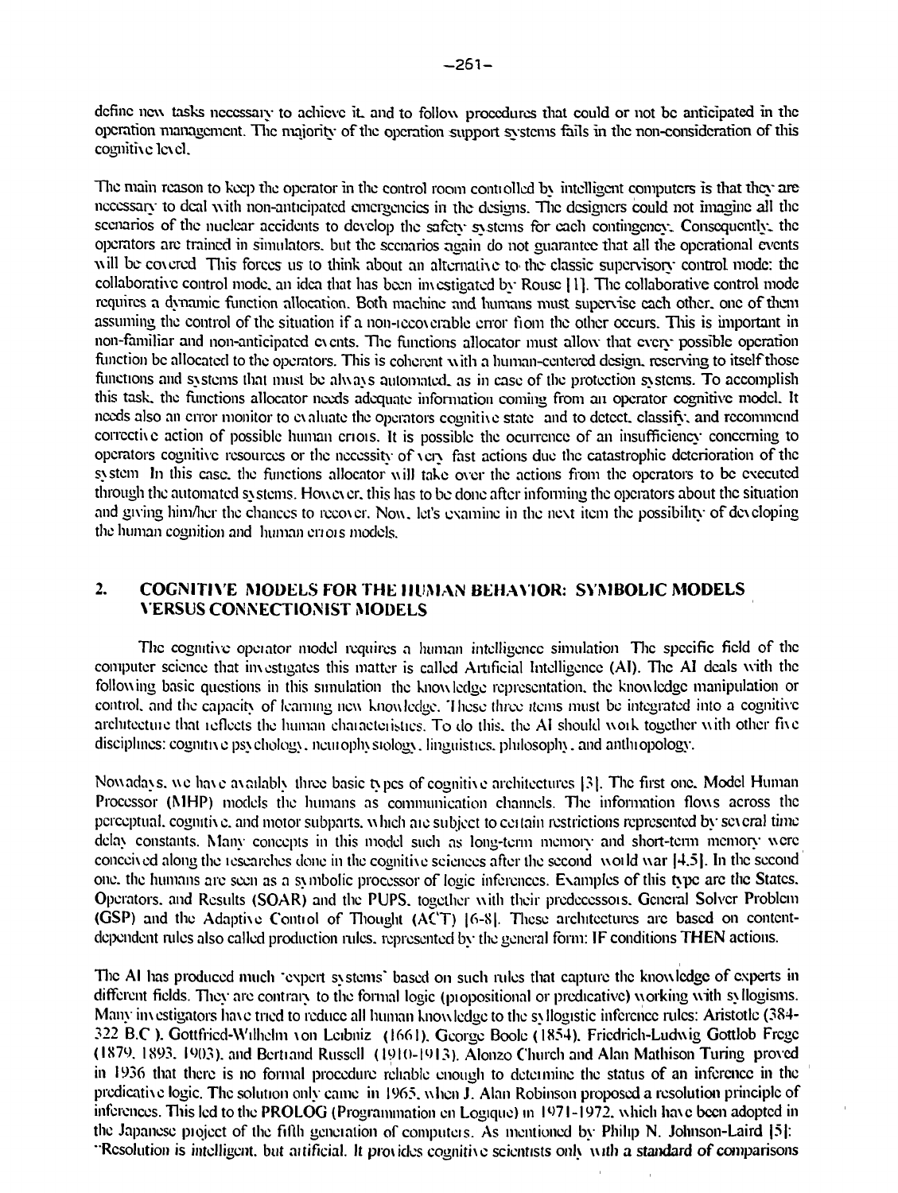define new tasks necessary to achieve it, and to follow procedures that could or not be anticipated in the operation management. The majority of the operation support systems fails in the non-consideration of this cognitive level.

The main reason to keep the operator in the control room controlled by intelligent computers is that they are necessary to deal with non-anticipated emergencies in the designs. The designers could not imagine all the scenarios of the nuclear accidents to develop the safety systems for each contingency. Consequently, the operators are trained in simulators, but the scenarios again do not guarantee that all the operational events will be covered This forces us to think about an alternative to the classic supervisory control mode: the collaborative control mode, an idea that has been investigated by Rouse [1]. The collaborative control mode requires a dynamic function allocation. Both machine and humans must supervise each other, one of them assuming the control of the situation if a non-recoverable error from the other occurs. This is important in non-familiar and non-anticipated events. The functions allocator must allow that every possible operation function be allocated to the operators. This is coherent with a human-centered design, reserving to itself those functions and systems that must be always automated, as in case of the protection systems. To accomplish this task, the functions allocator needs adequate information coming from an operator cognitive model. It needs also an error monitor to evaluate the operators cognitive state and to detect, classify, and recommend corrective action of possible human errors. It is possible the ocurrence of an insufficiency concerning to operators cognitive resources or the necessity of very fast actions due the catastrophic deterioration of the system In this case, the functions allocator will take over the actions from the operators to be executed through the automated systems. However, this has to be done after informing the operators about the situation and giving him/her the chances to recover. Now, let's examine in the next item the possibility of developing the human cognition and human errors models.

## 2. COGNITIVE MODELS FOR THE HUMAN BEHAVIOR: SYMBOLIC MODELS VERSUS CONNECTIONIST MODELS

The cognitive operator model requires a human intelligence simulation The specific field of the computer science that investigates this matter is called Artificial Intelligence (AI). The AI deals with the following basic questions in this simulation the knowledge representation, the knowledge manipulation or control, and the capacity of learning new knowledge. These three items must be integrated into a cognitive architecture that reflects the human characteristics. To do this, the AI should work together with other five disciplines: cognitive psychology, neurophysiology, linguistics, philosophy, and anthropology.

Nowadays, we have availably three basic types of cognitive architectures [3]. The first one, Model Human Processor (MHP) models the humans as communication channels. The information flows across the perceptual, cognitive, and motor subparts, which are subject to certain restrictions represented by several time delay constants. Many concepts in this model such as long-term memory and short-term memory were conceived along the researches done in the cognitive sciences after the second world war [4,5]. In the second one, the humans are seen as a symbolic processor of logic inferences. Examples of this type are the States, Operators, and Results (SOAR) and the PUPS, together with their predecessors, General Solver Problem (GSP) and the Adaptive Control of Thought (ACT) [6-8]. These architectures are based on content-dependent rules also called production rules, represented by the general form: IF conditions THEN actions.

The AI has produced much "expert systems" based on such rules that capture the knowledge of experts in different fields. They are contrary to the formal logic (propositional or predicative) working with syllogisms. Many investigators have tried to reduce all human knowledge to the syllogistic inference rules: Aristotle (384-322 B.C ), Gottfried-Wilhelm von Leibniz (1661), George Boole (1854), Friedrich-Ludwig Gottlob Frege (1879, 1893, 1903), and Bertrand Russell (1910-1913). Alonzo Church and Alan Mathison Turing proved in 1936 that there is no formal procedure reliable enough to determine the status of an inference in the predicative logic. The solution only came in 1965, when J. Alan Robinson proposed a resolution principle of inferences. This led to the PROLOG (Programmation en Logique) in 1971-1972, which have been adopted in the Japanese project of the fifth generation of computers. As mentioned by Philip N. Johnson-Laird [5]: "Resolution is intelligent, but artificial. It provides cognitive scientists only with a standard of comparisons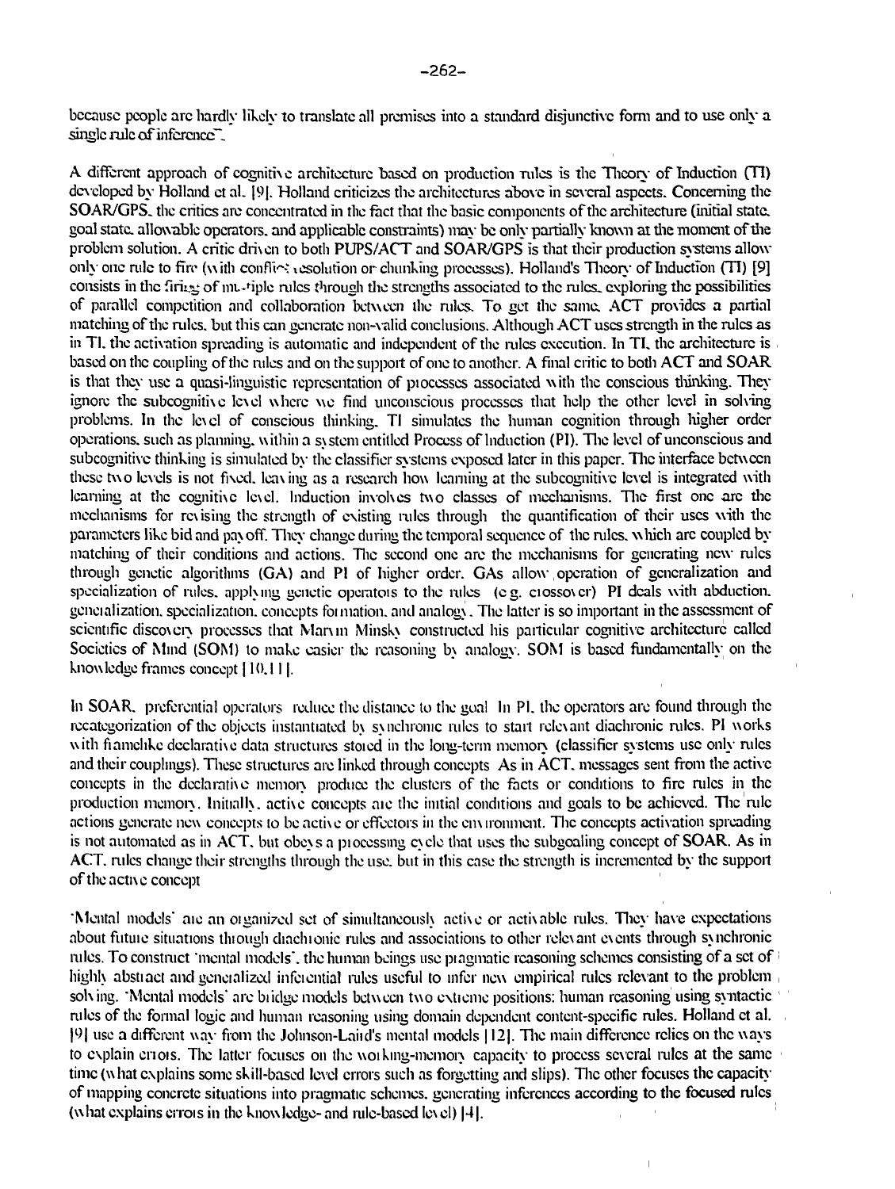because people are hardly likely to translate all premises into a standard disjunctive form and to use only a single rule of inference".

A different approach of cognitive architecture based on production rules is the Theory of Induction (TI) developed by Holland et al. [9]. Holland criticizes the architectures above in several aspects. Concerning the SOAR/GPS, the critics are concentrated in the fact that the basic components of the architecture (initial state, goal state, allowable operators, and applicable constraints) may be only partially known at the moment of the problem solution. A critic driven to both PUPS/ACT and SOAR/GPS is that their production systems allow only one rule to fire (with conflict resolution or chunking processes). Holland's Theory of Induction (TI) [9] consists in the firing of multiple rules through the strengths associated to the rules, exploring the possibilities of parallel competition and collaboration between the rules. To get the same, ACT provides a partial matching of the rules, but this can generate non-valid conclusions. Although ACT uses strength in the rules as in TI, the activation spreading is automatic and independent of the rules execution. In TI, the architecture is based on the coupling of the rules and on the support of one to another. A final critic to both ACT and SOAR is that they use a quasi-linguistic representation of processes associated with the conscious thinking. They ignore the subcognitive level where we find unconscious processes that help the other level in solving problems. In the level of conscious thinking, TI simulates the human cognition through higher order operations, such as planning, within a system entitled Process of Induction (PI). The level of unconscious and subcognitive thinking is simulated by the classifier systems exposed later in this paper. The interface between these two levels is not fixed, leaving as a research how learning at the subcognitive level is integrated with learning at the cognitive level. Induction involves two classes of mechanisms. The first one are the mechanisms for revising the strength of existing rules through the quantification of their uses with the parameters like bid and payoff. They change during the temporal sequence of the rules, which are coupled by matching of their conditions and actions. The second one are the mechanisms for generating new rules through genetic algorithms (GA) and PI of higher order. GAs allow operation of generalization and specialization of rules, applying genetic operators to the rules (e.g. crossover). PI deals with abduction, generalization, specialization, concepts formation, and analogy. The latter is so important in the assessment of scientific discovery processes that Marvin Minsky constructed his particular cognitive architecture called Societies of Mind (SOM) to make easier the reasoning by analogy. SOM is based fundamentally on the knowledge frames concept [10,11].

In SOAR, preferential operators reduce the distance to the goal. In PI, the operators are found through the recategorization of the objects instantiated by synchronic rules to start relevant diachronic rules. PI works with framelike declarative data structures stored in the long-term memory (classifier systems use only rules and their couplings). These structures are linked through concepts. As in ACT, messages sent from the active concepts in the declarative memory produce the clusters of the facts or conditions to fire rules in the production memory. Initially, active concepts are the initial conditions and goals to be achieved. The rule actions generate new concepts to be active or effectors in the environment. The concepts activation spreading is not automated as in ACT, but obeys a processing cycle that uses the subgoaling concept of SOAR. As in ACT, rules change their strengths through the use, but in this case the strength is incremented by the support of the active concept.

'Mental models' are an organized set of simultaneously active or activable rules. They have expectations about future situations through diachronic rules and associations to other relevant events through synchronic rules. To construct 'mental models', the human beings use pragmatic reasoning schemes consisting of a set of highly abstract and generalized inferential rules useful to infer new empirical rules relevant to the problem solving. 'Mental models' are bridge models between two extreme positions: human reasoning using syntactic rules of the formal logic and human reasoning using domain dependent content-specific rules. Holland et al. [9] use a different way from the Johnson-Laird's mental models [12]. The main difference relies on the ways to explain errors. The latter focuses on the working-memory capacity to process several rules at the same time (what explains some skill-based level errors such as forgetting and slips). The other focuses the capacity of mapping concrete situations into pragmatic schemes, generating inferences according to the focused rules (what explains errors in the knowledge- and rule-based level) [4].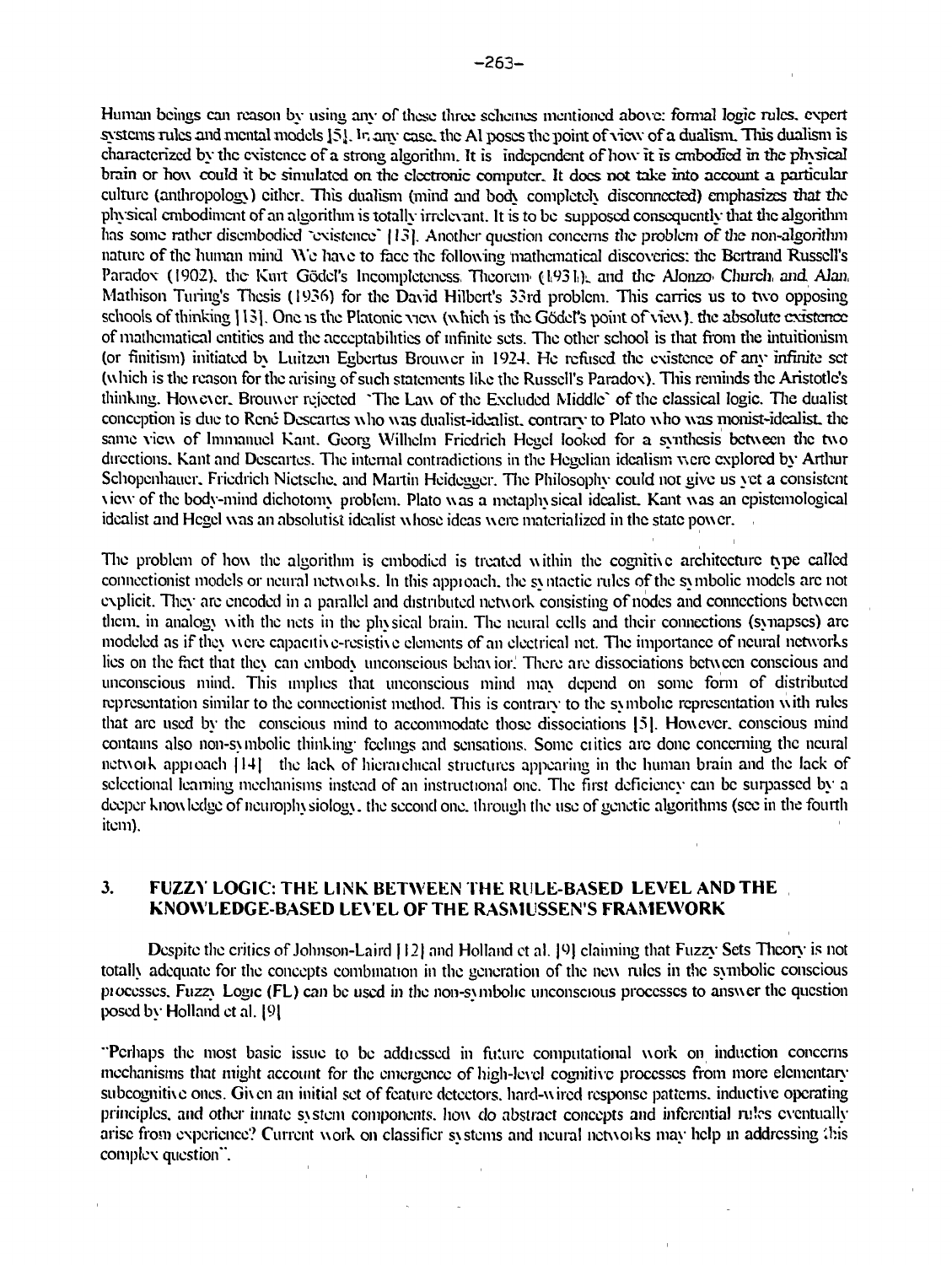Human beings can reason by using any of these three schemes mentioned above: formal logic rules, expert systems rules and mental models [5]. In any case, the AI poses the point of view of a dualism. This dualism is characterized by the existence of a strong algorithm. It is independent of how it is embodied in the physical brain or how could it be simulated on the electronic computer. It does not take into account a particular culture (anthropology) either. This dualism (mind and body completely disconnected) emphasizes that the physical embodiment of an algorithm is totally irrelevant. It is to be supposed consequently that the algorithm has some rather disembodied "existence" [13]. Another question concerns the problem of the non-algorithm nature of the human mind. We have to face the following mathematical discoveries: the Bertrand Russell's Paradox (1902), the Kurt Gödel's Incompleteness Theorem (1931), and the Alonzo Church and Alan Mathison Turing's Thesis (1936) for the David Hilbert's 33rd problem. This carries us to two opposing schools of thinking [13]. One is the Platonic view (which is the Gödel's point of view), the absolute existence of mathematical entities and the acceptabilities of infinite sets. The other school is that from the intuitionism (or finitism) initiated by Luitzen Egbertus Brouwer in 1924. He refused the existence of any infinite set (which is the reason for the arising of such statements like the Russell's Paradox). This reminds the Aristotle's thinking. However, Brouwer rejected "The Law of the Excluded Middle" of the classical logic. The dualist conception is due to René Descartes who was dualist-idealist, contrary to Plato who was monist-idealist, the same view of Immanuel Kant. Georg Wilhelm Friedrich Hegel looked for a synthesis between the two directions, Kant and Descartes. The internal contradictions in the Hegelian idealism were explored by Arthur Schopenhauer, Friedrich Nietsche, and Martin Heidegger. The Philosophy could not give us yet a consistent view of the body-mind dichotomy problem. Plato was a metaphysical idealist. Kant was an epistemological idealist and Hegel was an absolutist idealist whose ideas were materialized in the state power.

The problem of how the algorithm is embodied is treated within the cognitive architecture type called connectionist models or neural networks. In this approach, the syntactic rules of the symbolic models are not explicit. They are encoded in a parallel and distributed network consisting of nodes and connections between them, in analogy with the nets in the physical brain. The neural cells and their connections (synapses) are modeled as if they were capacitive-resistive elements of an electrical net. The importance of neural networks lies on the fact that they can embody unconscious behavior. There are dissociations between conscious and unconscious mind. This implies that unconscious mind may depend on some form of distributed representation similar to the connectionist method. This is contrary to the symbolic representation with rules that are used by the conscious mind to accommodate those dissociations [5]. However, conscious mind contains also non-symbolic thinking: feelings and sensations. Some critics are done concerning the neural network approach [14]: the lack of hierarchical structures appearing in the human brain and the lack of selectional learning mechanisms instead of an instructional one. The first deficiency can be surpassed by a deeper knowledge of neurophysiology, the second one, through the use of genetic algorithms (see in the fourth item).

## 3. FUZZY LOGIC: THE LINK BETWEEN THE RULE-BASED LEVEL AND THE KNOWLEDGE-BASED LEVEL OF THE RASMUSSEN'S FRAMEWORK

Despite the critics of Johnson-Laird [12] and Holland et al. [9] claiming that Fuzzy Sets Theory is not totally adequate for the concepts combination in the generation of the new rules in the symbolic conscious processes, Fuzzy Logic (FL) can be used in the non-symbolic unconscious processes to answer the question posed by Holland et al. [9]

"Perhaps the most basic issue to be addressed in future computational work on induction concerns mechanisms that might account for the emergence of high-level cognitive processes from more elementary subcognitive ones. Given an initial set of feature detectors, hard-wired response patterns, inductive operating principles, and other innate system components, how do abstract concepts and inferential rules eventually arise from experience? Current work on classifier systems and neural networks may help in addressing this complex question".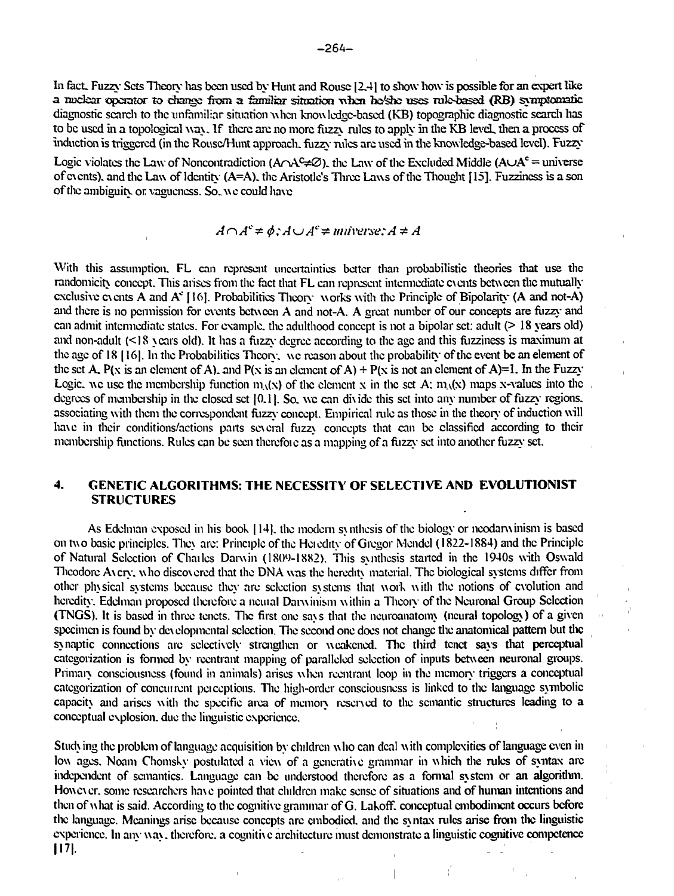In fact, Fuzzy Sets Theory has been used by Hunt and Rouse [24] to show how is possible for an expert like a nuclear operator to change from a familiar situation when he/she uses rule-based (RB) symptomatic diagnostic search to the unfamiliar situation when knowledge-based (KB) topographic diagnostic search has to be used in a topological way. If there are no more fuzzy rules to apply in the KB level, then a process of induction is triggered (in the Rouse/Hunt approach, fuzzy rules are used in the knowledge-based level). Fuzzy Logic violates the Law of Noncontradiction ($A \cap A^c \neq \varnothing$), the Law of the Excluded Middle ($A \cup A^c$ = universe of events), and the Law of Identity (A=A), the Aristotle's Three Laws of the Thought [15]. Fuzziness is a son of the ambiguity or vagueness. So, we could have

$$A \cap A^c \neq \phi; A \cup A^c \neq universe; A \neq A$$

With this assumption, FL can represent uncertainties better than probabilistic theories that use the randomicity concept. This arises from the fact that FL can represent intermediate events between the mutually exclusive events A and $A^c$ [16]. Probabilities Theory works with the Principle of Bipolarity (A and not-A) and there is no permission for events between A and not-A. A great number of our concepts are fuzzy and can admit intermediate states. For example, the adulthood concept is not a bipolar set: adult (> 18 years old) and non-adult (<18 years old). It has a fuzzy degree according to the age and this fuzziness is maximum at the age of 18 [16]. In the Probabilities Theory, we reason about the probability of the event be an element of the set A, P(x is an element of A), and P(x is an element of A) + P(x is not an element of A)=1. In the Fuzzy Logic, we use the membership function $m_A(x)$ of the element x in the set A: $m_A(x)$ maps x-values into the degrees of membership in the closed set [0,1]. So, we can divide this set into any number of fuzzy regions, associating with them the correspondent fuzzy concept. Empirical rule as those in the theory of induction will have in their conditions/actions parts several fuzzy concepts that can be classified according to their membership functions. Rules can be seen therefore as a mapping of a fuzzy set into another fuzzy set.

## 4. GENETIC ALGORITHMS: THE NECESSITY OF SELECTIVE AND EVOLUTIONIST STRUCTURES

As Edelman exposed in his book [14], the modern synthesis of the biology or neodarwinism is based on two basic principles. They are: Principle of the Heredity of Gregor Mendel (1822-1884) and the Principle of Natural Selection of Charles Darwin (1809-1882). This synthesis started in the 1940s with Oswald Theodore Avery, who discovered that the DNA was the heredity material. The biological systems differ from other physical systems because they are selection systems that work with the notions of evolution and heredity. Edelman proposed therefore a neural Darwinism within a Theory of the Neuronal Group Selection (TNGS). It is based in three tenets. The first one says that the neuroanatomy (neural topology) of a given specimen is found by developmental selection. The second one does not change the anatomical pattern but the synaptic connections are selectively strengthen or weakened. The third tenet says that perceptual categorization is formed by reentrant mapping of paralleled selection of inputs between neuronal groups. Primary consciousness (found in animals) arises when reentrant loop in the memory triggers a conceptual categorization of concurrent perceptions. The high-order consciousness is linked to the language symbolic capacity and arises with the specific area of memory reserved to the semantic structures leading to a conceptual explosion, due the linguistic experience.

Studying the problem of language acquisition by children who can deal with complexities of language even in low ages, Noam Chomsky postulated a view of a generative grammar in which the rules of syntax are independent of semantics. Language can be understood therefore as a formal system or an algorithm. However, some researchers have pointed that children make sense of situations and of human intentions and then of what is said. According to the cognitive grammar of G. Lakoff, conceptual embodiment occurs before the language. Meanings arise because concepts are embodied, and the syntax rules arise from the linguistic experience. In any way, therefore, a cognitive architecture must demonstrate a linguistic cognitive competence [17].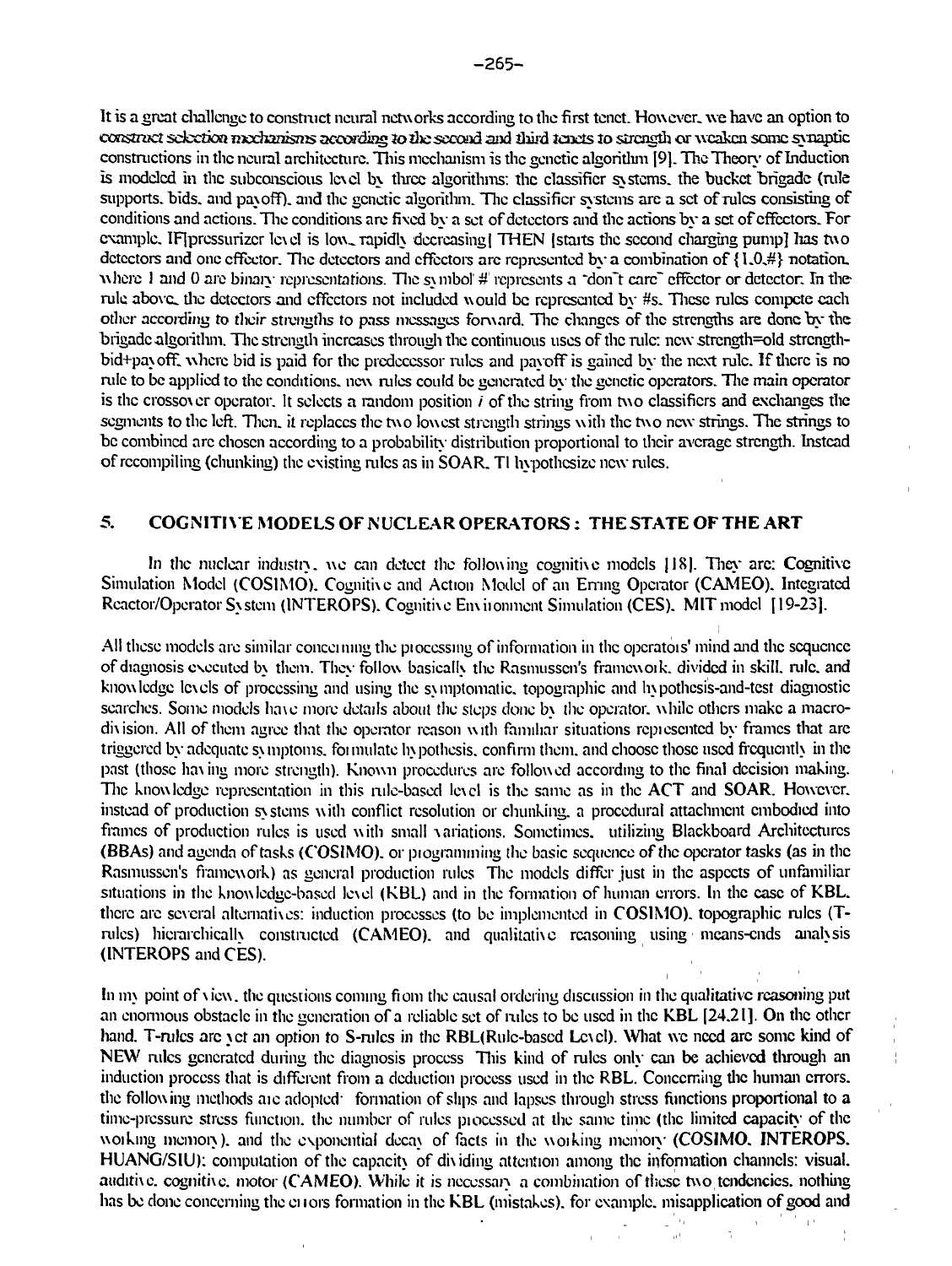It is a great challenge to construct neural networks according to the first tenet. However, we have an option to construct selection mechanisms according to the second and third tenets to strength or weaken some synaptic constructions in the neural architecture. This mechanism is the genetic algorithm [9]. The Theory of Induction is modeled in the subconscious level by three algorithms: the classifier systems, the bucket brigade (rule supports, bids, and payoff), and the genetic algorithm. The classifier systems are a set of rules consisting of conditions and actions. The conditions are fixed by a set of detectors and the actions by a set of effectors. For example, IF[pressurizer level is low, rapidly decreasing] THEN [starts the second charging pump] has two detectors and one effector. The detectors and effectors are represented by a combination of {1,0,#} notation, where 1 and 0 are binary representations. The symbol '#' represents a "don't care" effector or detector. In the rule above, the detectors and effectors not included would be represented by #s. These rules compete each other according to their strengths to pass messages forward. The changes of the strengths are done by the brigade algorithm. The strength increases through the continuous uses of the rule: new strength=old strength-bid+payoff, where bid is paid for the predecessor rules and payoff is gained by the next rule. If there is no rule to be applied to the conditions, new rules could be generated by the genetic operators. The main operator is the crossover operator. It selects a random position *i* of the string from two classifiers and exchanges the segments to the left. Then, it replaces the two lowest strength strings with the two new strings. The strings to be combined are chosen according to a probability distribution proportional to their average strength. Instead of recompiling (chunking) the existing rules as in SOAR, TI hypothesize new rules.

## 5. COGNITIVE MODELS OF NUCLEAR OPERATORS : THE STATE OF THE ART

In the nuclear industry, we can detect the following cognitive models [18]. They are: Cognitive Simulation Model (COSIMO), Cognitive and Action Model of an Erring Operator (CAMEO), Integrated Reactor/Operator System (INTEROPS), Cognitive Environment Simulation (CES), MIT model [19-23].

All these models are similar concerning the processing of information in the operators' mind and the sequence of diagnosis executed by them. They follow basically the Rasmussen's framework, divided in skill, rule, and knowledge levels of processing and using the symptomatic, topographic and hypothesis-and-test diagnostic searches. Some models have more details about the steps done by the operator, while others make a macro-division. All of them agree that the operator reason with familiar situations represented by frames that are triggered by adequate symptoms, formulate hypothesis, confirm them, and choose those used frequently in the past (those having more strength). Known procedures are followed according to the final decision making. The knowledge representation in this rule-based level is the same as in the ACT and SOAR. However, instead of production systems with conflict resolution or chunking, a procedural attachment embodied into frames of production rules is used with small variations. Sometimes, utilizing Blackboard Architectures (BBAs) and agenda of tasks (COSIMO), or programming the basic sequence of the operator tasks (as in the Rasmussen's framework) as general production rules The models differ just in the aspects of unfamiliar situations in the knowledge-based level (KBL) and in the formation of human errors. In the case of KBL, there are several alternatives: induction processes (to be implemented in COSIMO), topographic rules (T-rules) hierarchically constructed (CAMEO), and qualitative reasoning using means-ends analysis (INTEROPS and CES).

In my point of view, the questions coming from the causal ordering discussion in the qualitative reasoning put an enormous obstacle in the generation of a reliable set of rules to be used in the KBL [24,21]. On the other hand, T-rules are yet an option to S-rules in the RBL(Rule-based Level). What we need are some kind of NEW rules generated during the diagnosis process This kind of rules only can be achieved through an induction process that is different from a deduction process used in the RBL. Concerning the human errors, the following methods are adopted: formation of slips and lapses through stress functions proportional to a time-pressure stress function, the number of rules processed at the same time (the limited capacity of the working memory), and the exponential decay of facts in the working memory (COSIMO, INTEROPS, HUANG/SIU): computation of the capacity of dividing attention among the information channels: visual, auditive, cognitive, motor (CAMEO). While it is necessary a combination of these two tendencies, nothing has be done concerning the errors formation in the KBL (mistakes), for example, misapplication of good and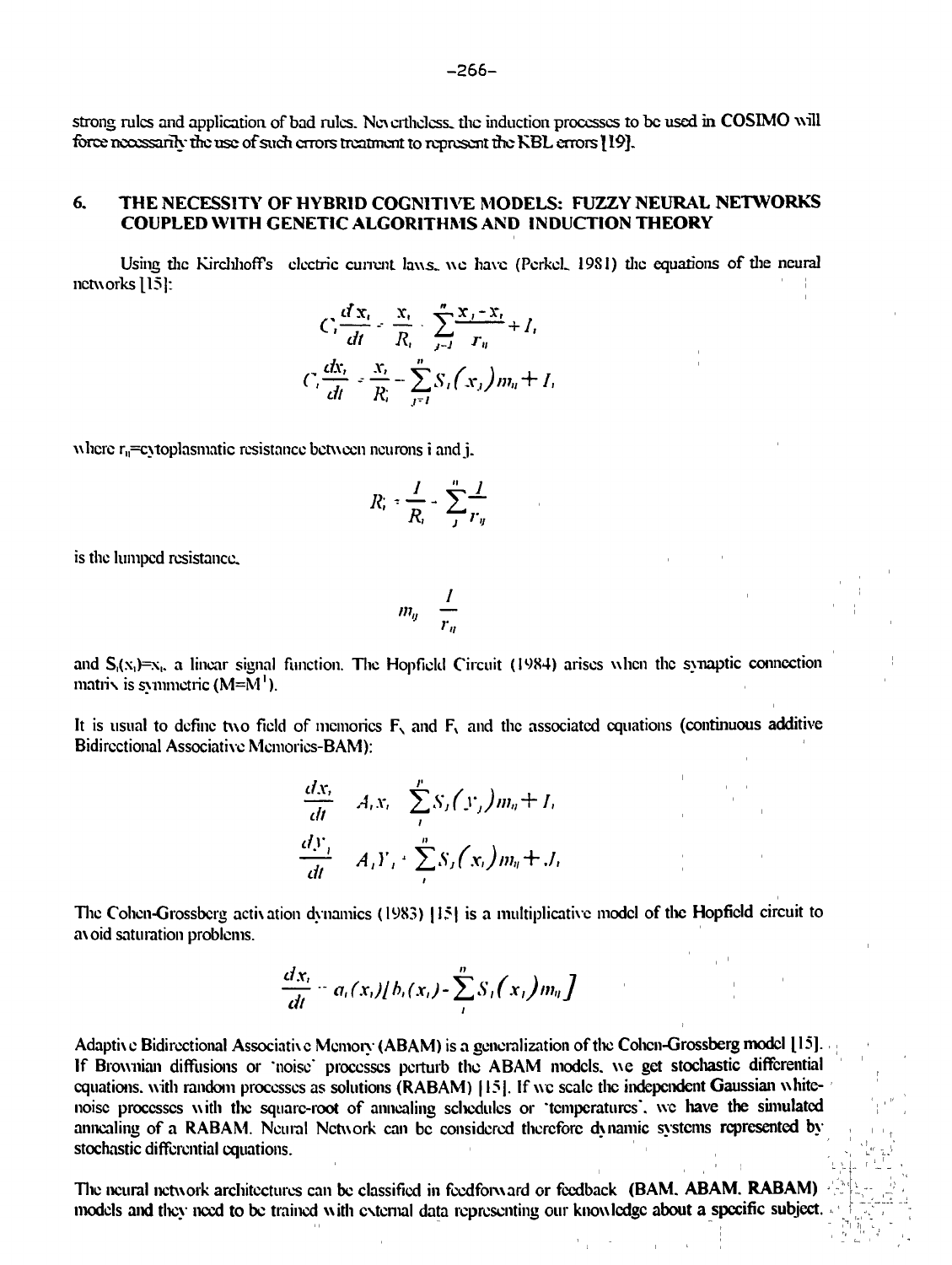strong rules and application of bad rules. Nevertheless, the induction processes to be used in COSIMO will force necessarily the use of such errors treatment to represent the KBL errors [19].

## 6. THE NECESSITY OF HYBRID COGNITIVE MODELS: FUZZY NEURAL NETWORKS COUPLED WITH GENETIC ALGORITHMS AND INDUCTION THEORY

Using the Kirchhoff's electric current laws, we have (Perkel, 1981) the equations of the neural networks [15]:

$$C_i \frac{dx_i}{dt} = -\frac{x_i}{R_i} + \sum_{j=1}^{n} \frac{x_j - x_i}{r_{ij}} + I_i$$

$$C_i \frac{dx_i}{dt} = -\frac{x_i}{R_i'} - \sum_{j=1}^{n} S_j(x_j) m_{ij} + I_i$$

where $r_{ij}$=cytoplasmatic resistance between neurons i and j.

$$R_i' = \frac{1}{R_i} - \sum_{j}^{n} \frac{1}{r_{ij}}$$

is the lumped resistance,

$$m_{ij} = \frac{1}{r_{ij}}$$

and $S_j(x_j)=x_j$, a linear signal function. The Hopfield Circuit (1984) arises when the synaptic connection matrix is symmetric ($M=M^T$).

It is usual to define two field of memories $F_x$ and $F_y$ and the associated equations (continuous additive Bidirectional Associative Memories-BAM):

$$\frac{dx_i}{dt} = -A_i x_i + \sum_{j}^{p} S_j(y_j) m_{ij} + I_i$$

$$\frac{dy_j}{dt} = -A_j y_j + \sum_{i}^{n} S_i(x_i) m_{ij} + J_j$$

The Cohen-Grossberg activation dynamics (1983) [15] is a multiplicative model of the Hopfield circuit to avoid saturation problems.

$$\frac{dx_i}{dt} = -a_i(x_i)[b_i(x_i) - \sum_{j}^{n} S_j(x_j) m_{ij}]$$

Adaptive Bidirectional Associative Memory (ABAM) is a generalization of the Cohen-Grossberg model [15]. If Brownian diffusions or 'noise' processes perturb the ABAM models, we get stochastic differential equations, with random processes as solutions (RABAM) [15]. If we scale the independent Gaussian white-noise processes with the square-root of annealing schedules or 'temperatures', we have the simulated annealing of a RABAM. Neural Network can be considered therefore dynamic systems represented by stochastic differential equations.

The neural network architectures can be classified in feedforward or feedback (BAM, ABAM, RABAM) models and they need to be trained with external data representing our knowledge about a specific subject.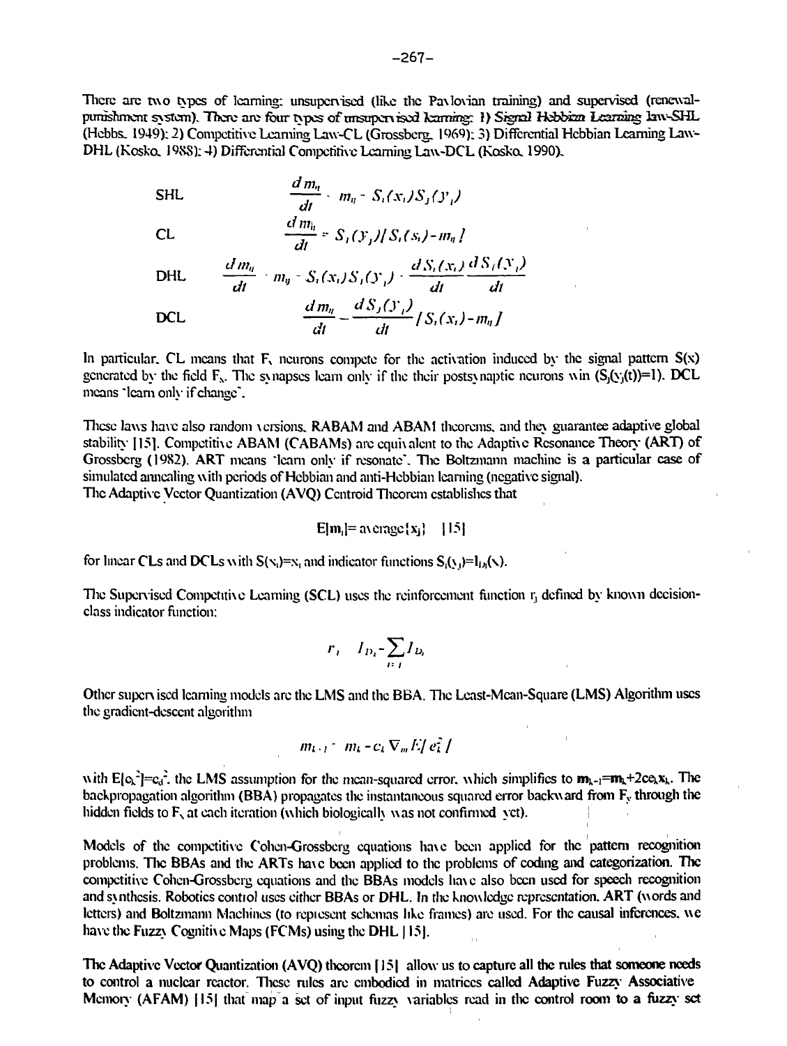There are two types of learning: unsupervised (like the Pavlovian training) and supervised (renewal-punishment system). There are four types of unsupervised learning: 1) Signal Hebbian Learning law-SHL (Hebbs, 1949); 2) Competitive Learning Law-CL (Grossberg, 1969); 3) Differential Hebbian Learning Law-DHL (Kosko, 1988); 4) Differential Competitive Learning Law-DCL (Kosko, 1990).

SHL $$\frac{dm_{ij}}{dt} = -m_{ij} + S_i(x_i)S_j(y_j)$$

CL $$\frac{dm_{ij}}{dt} = S_j(y_j)[S_i(x_i) - m_{ij}]$$

DHL $$\frac{dm_{ij}}{dt} = -m_{ij} + S_i(x_i)S_j(y_j) + \frac{dS_i(x_i)}{dt}\frac{dS_j(y_j)}{dt}$$

DCL $$\frac{dm_{ij}}{dt} = \frac{dS_j(y_j)}{dt}[S_i(x_i) - m_{ij}]$$

In particular, CL means that $F_Y$ neurons compete for the activation induced by the signal pattern $S(x)$ generated by the field $F_X$. The synapses learn only if the their postsynaptic neurons win ($S_j(y_j(t))=1$). DCL means "learn only if change".

These laws have also random versions. RABAM and ABAM theorems, and they guarantee adaptive global stability [15]. Competitive ABAM (CABAMs) are equivalent to the Adaptive Resonance Theory (ART) of Grossberg (1982). ART means "learn only if resonate". The Boltzmann machine is a particular case of simulated annealing with periods of Hebbian and anti-Hebbian learning (negative signal).
The Adaptive Vector Quantization (AVQ) Centroid Theorem establishes that

$$E[\mathbf{m}_j] = \text{average}\{\mathbf{x}_j\} \quad [15]$$

for linear CLs and DCLs with $S(x_i)=x_i$ and indicator functions $S_j(y_j)=I_{D_j}(x)$.

The Supervised Competitive Learning (SCL) uses the reinforcement function $r_j$ defined by known decision-class indicator function:

$$r_j = I_{D_j} - \sum_{i \neq j} I_{D_i}$$

Other supervised learning models are the LMS and the BBA. The Least-Mean-Square (LMS) Algorithm uses the gradient-descent algorithm

$$m_{k+1} = m_k - c_k \nabla_m E[e_k^2]$$

with $E[e_k^2]=e_k^2$, the LMS assumption for the mean-squared error, which simplifies to $\mathbf{m}_{k+1}=\mathbf{m}_k+2ce_k\mathbf{x}_k$. The backpropagation algorithm (BBA) propagates the instantaneous squared error backward from $F_Y$ through the hidden fields to $F_X$ at each iteration (which biologically was not confirmed yet).

Models of the competitive Cohen-Grossberg equations have been applied for the pattern recognition problems. The BBAs and the ARTs have been applied to the problems of coding and categorization. The competitive Cohen-Grossberg equations and the BBAs models have also been used for speech recognition and synthesis. Robotics control uses either BBAs or DHL. In the knowledge representation, ART (words and letters) and Boltzmann Machines (to represent schemas like frames) are used. For the causal inferences, we have the Fuzzy Cognitive Maps (FCMs) using the DHL [15].

**The Adaptive Vector Quantization (AVQ) theorem [15] allow us to capture all the rules that someone needs to control a nuclear reactor.** These rules are embodied in matrices called **Adaptive Fuzzy Associative Memory (AFAM)** [15] that map a set of input fuzzy variables read in the control room to a fuzzy set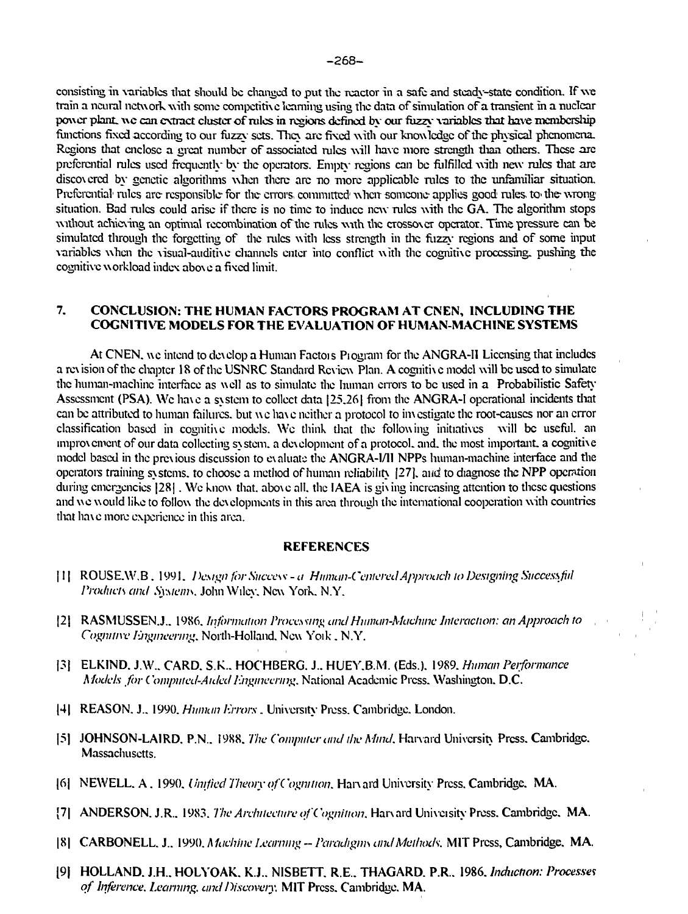consisting in variables that should be changed to put the reactor in a safe and steady-state condition. If we train a neural network with some competitive learning using the data of simulation of a transient in a nuclear power plant, we can extract cluster of rules in regions defined by our fuzzy variables that have membership functions fixed according to our fuzzy sets. They are fixed with our knowledge of the physical phenomena. Regions that enclose a great number of associated rules will have more strength than others. These are preferential rules used frequently by the operators. Empty regions can be fulfilled with new rules that are discovered by genetic algorithms when there are no more applicable rules to the unfamiliar situation. Preferential rules are responsible for the errors committed when someone applies good rules to the wrong situation. Bad rules could arise if there is no time to induce new rules with the GA. The algorithm stops without achieving an optimal recombination of the rules with the crossover operator. Time pressure can be simulated through the forgetting of the rules with less strength in the fuzzy regions and of some input variables when the visual-auditive channels enter into conflict with the cognitive processing, pushing the cognitive workload index above a fixed limit.

## 7. CONCLUSION: THE HUMAN FACTORS PROGRAM AT CNEN, INCLUDING THE COGNITIVE MODELS FOR THE EVALUATION OF HUMAN-MACHINE SYSTEMS

At CNEN, we intend to develop a Human Factors Program for the ANGRA-II Licensing that includes a revision of the chapter 18 of the USNRC Standard Review Plan. A cognitive model will be used to simulate the human-machine interface as well as to simulate the human errors to be used in a Probabilistic Safety Assessment (PSA). We have a system to collect data [25,26] from the ANGRA-I operational incidents that can be attributed to human failures, but we have neither a protocol to investigate the root-causes nor an error classification based in cognitive models. We think that the following initiatives will be useful, an improvement of our data collecting system, a development of a protocol, and, the most important, a cognitive model based in the previous discussion to evaluate the ANGRA-I/II NPPs human-machine interface and the operators training systems, to choose a method of human reliability [27], and to diagnose the NPP operation during emergencies [28]. We know that, above all, the IAEA is giving increasing attention to these questions and we would like to follow the developments in this area through the international cooperation with countries that have more experience in this area.

## REFERENCES

[1] ROUSE, W.B., 1991. *Design for Success - a Human-Centered Approach to Designing Successful Products and Systems*. John Wiley, New York, N.Y.

[2] RASMUSSEN, J., 1986. *Information Processing and Human-Machine Interaction: an Approach to Cognitive Engineering*. North-Holland, New York, N.Y.

[3] ELKIND, J.W., CARD, S.K., HOCHBERG, J., HUEY, B.M. (Eds.), 1989. *Human Performance Models for Computed-Aided Engineering*. National Academic Press, Washington, D.C.

[4] REASON, J., 1990. *Human Errors*. University Press, Cambridge, London.

[5] JOHNSON-LAIRD, P.N., 1988. *The Computer and the Mind*. Harvard University Press, Cambridge, Massachusetts.

[6] NEWELL, A., 1990. *Unified Theory of Cognition*. Harvard University Press, Cambridge, MA.

[7] ANDERSON, J.R., 1983. *The Architecture of Cognition*. Harvard University Press, Cambridge, MA.

[8] CARBONELL, J., 1990. *Machine Learning -- Paradigms and Methods*. MIT Press, Cambridge, MA.

[9] HOLLAND, J.H., HOLYOAK, K.J., NISBETT, R.E., THAGARD, P.R., 1986. *Induction: Processes of Inference, Learning, and Discovery*. MIT Press, Cambridge, MA.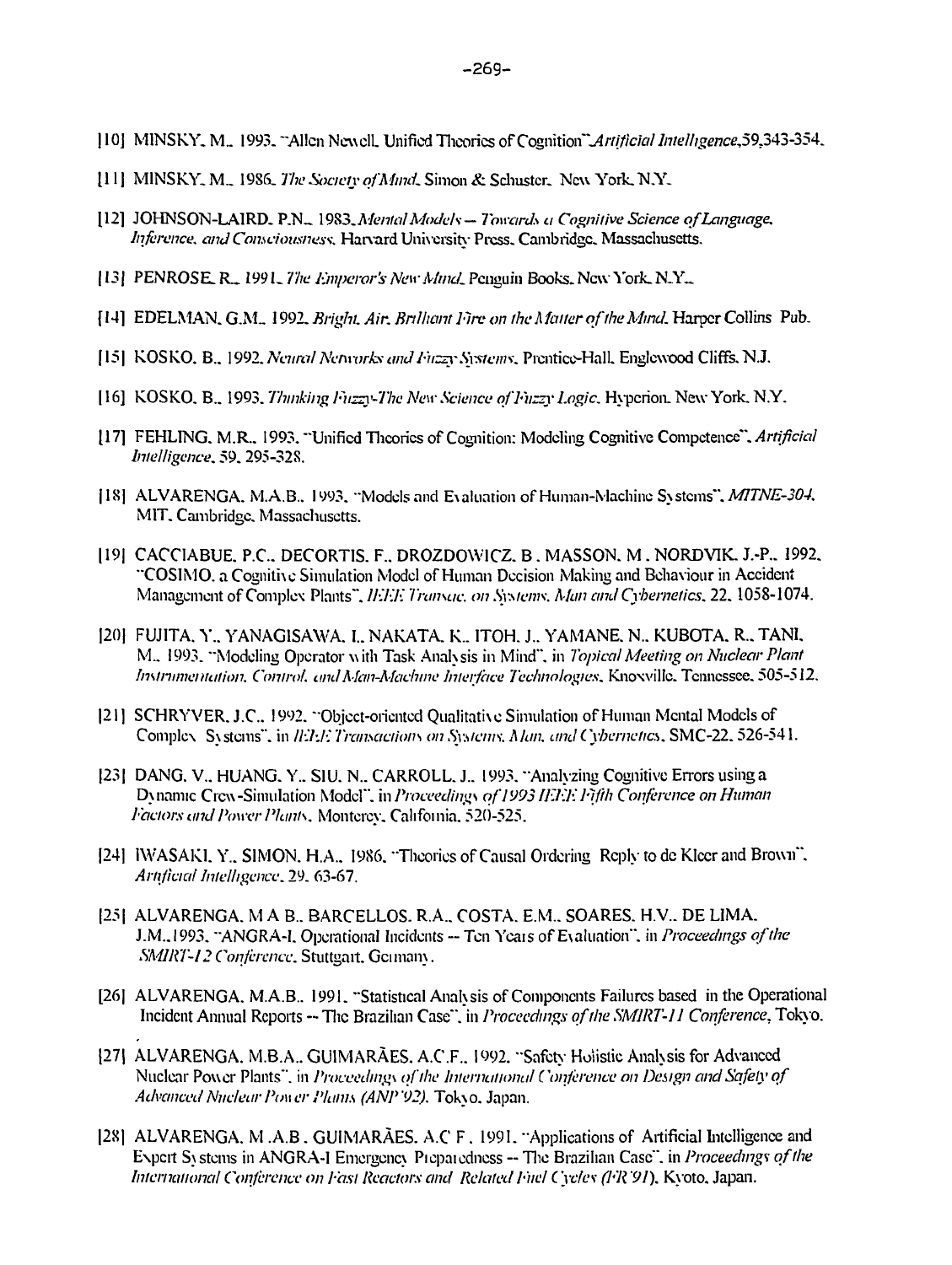[10] MINSKY, M., 1993, "Allen Newell, Unified Theories of Cognition", *Artificial Intelligence*,59,343-354.

[11] MINSKY, M., 1986, *The Society of Mind*, Simon & Schuster, New York, N.Y.

[12] JOHNSON-LAIRD, P.N., 1983, *Mental Models -- Towards a Cognitive Science of Language, Inference, and Consciousness*, Harvard University Press, Cambridge, Massachusetts.

[13] PENROSE, R., 1991, *The Emperor's New Mind*, Penguin Books, New York, N.Y.

[14] EDELMAN, G.M., 1992, *Bright Air, Brilliant Fire on the Matter of the Mind*, Harper Collins Pub.

[15] KOSKO, B., 1992, *Neural Networks and Fuzzy Systems*, Prentice-Hall, Englewood Cliffs, N.J.

[16] KOSKO, B., 1993, *Thinking Fuzzy-The New Science of Fuzzy Logic*, Hyperion, New York, N.Y.

[17] FEHLING, M.R., 1993, "Unified Theories of Cognition: Modeling Cognitive Competence", *Artificial Intelligence*, 59, 295-328.

[18] ALVARENGA, M.A.B., 1993, "Models and Evaluation of Human-Machine Systems", *MITNE-304*, MIT, Cambridge, Massachusetts.

[19] CACCIABUE, P.C., DECORTIS, F., DROZDOWICZ, B., MASSON, M., NORDVIK, J.-P., 1992, "COSIMO, a Cognitive Simulation Model of Human Decision Making and Behaviour in Accident Management of Complex Plants", *IEEE Transac. on Systems, Man and Cybernetics*, 22, 1058-1074.

[20] FUJITA, Y., YANAGISAWA, I., NAKATA, K., ITOH, J., YAMANE, N., KUBOTA, R., TANI, M., 1993, "Modeling Operator with Task Analysis in Mind", in *Topical Meeting on Nuclear Plant Instrumentation, Control, and Man-Machine Interface Technologies*, Knoxville, Tennessee, 505-512.

[21] SCHRYVER, J.C., 1992, "Object-oriented Qualitative Simulation of Human Mental Models of Complex Systems", in *IEEE Transactions on Systems, Man, and Cybernetics*, SMC-22, 526-541.

[23] DANG, V., HUANG, Y., SIU, N., CARROLL, J., 1993, "Analyzing Cognitive Errors using a Dynamic Crew-Simulation Model", in *Proceedings of 1993 IEEE Fifth Conference on Human Factors and Power Plants*, Monterey, California, 520-525.

[24] IWASAKI, Y., SIMON, H.A., 1986, "Theories of Causal Ordering Reply to de Kleer and Brown", *Artificial Intelligence*, 29, 63-67.

[25] ALVARENGA, M A B., BARCELLOS, R.A., COSTA, E.M., SOARES, H.V., DE LIMA, J.M.,1993, "ANGRA-I, Operational Incidents -- Ten Years of Evaluation", in *Proceedings of the SMIRT-12 Conference*, Stuttgart, Germany.

[26] ALVARENGA, M.A.B., 1991, "Statistical Analysis of Components Failures based in the Operational Incident Annual Reports -- The Brazilian Case", in *Proceedings of the SMIRT-11 Conference*, Tokyo.

[27] ALVARENGA, M.B.A., GUIMARÃES, A.C.F., 1992, "Safety Holistic Analysis for Advanced Nuclear Power Plants", in *Proceedings of the International Conference on Design and Safety of Advanced Nuclear Power Plants (ANP'92)*, Tokyo, Japan.

[28] ALVARENGA, M .A.B., GUIMARÃES, A.C F., 1991, "Applications of Artificial Intelligence and Expert Systems in ANGRA-I Emergency Preparedness -- The Brazilian Case", in *Proceedings of the International Conference on Fast Reactors and Related Fuel Cycles (FR'91)*, Kyoto, Japan.